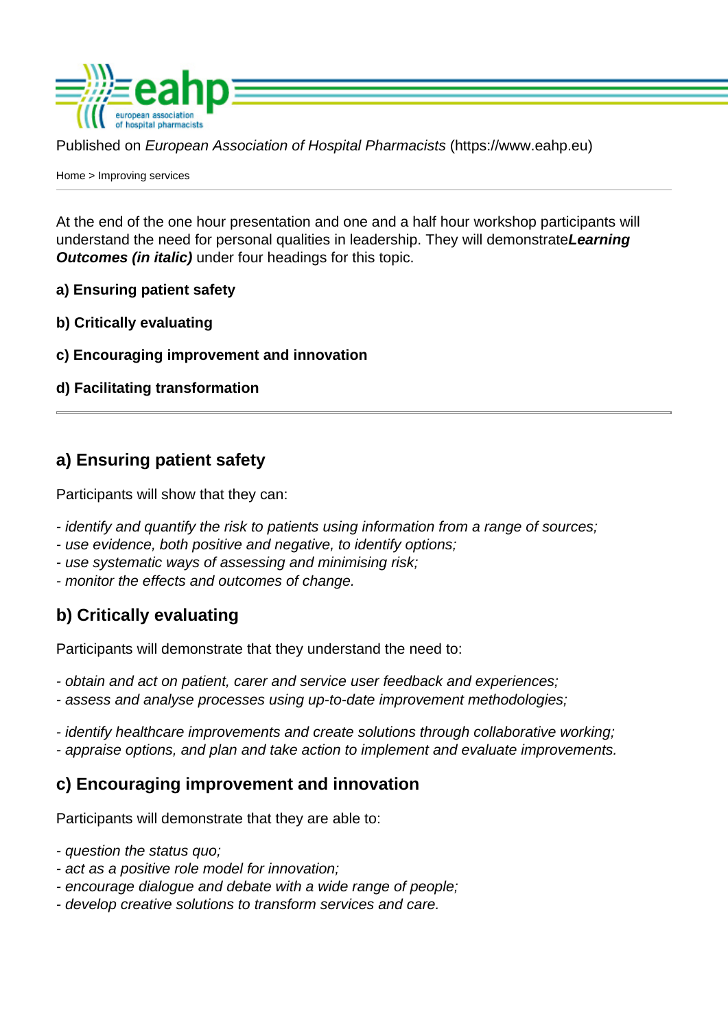Published on *European Association of Hospital Pharmacists* (https://www.eahp.eu)

Home > Improving services

At the end of the one hour presentation and one and a half hour workshop participants will understand the need for personal qualities in leadership. They will demonstrate***Learning Outcomes (in italic)*** under four headings for this topic.

**a) Ensuring patient safety**

**b) Critically evaluating**

**c) Encouraging improvement and innovation**

**d) Facilitating transformation**

---

## a) Ensuring patient safety

Participants will show that they can:

- *identify and quantify the risk to patients using information from a range of sources;*
- *use evidence, both positive and negative, to identify options;*
- *use systematic ways of assessing and minimising risk;*
- *monitor the effects and outcomes of change.*

## b) Critically evaluating

Participants will demonstrate that they understand the need to:

- *obtain and act on patient, carer and service user feedback and experiences;*
- *assess and analyse processes using up-to-date improvement methodologies;*

- *identify healthcare improvements and create solutions through collaborative working;*
- *appraise options, and plan and take action to implement and evaluate improvements.*

## c) Encouraging improvement and innovation

Participants will demonstrate that they are able to:

- *question the status quo;*
- *act as a positive role model for innovation;*
- *encourage dialogue and debate with a wide range of people;*
- *develop creative solutions to transform services and care.*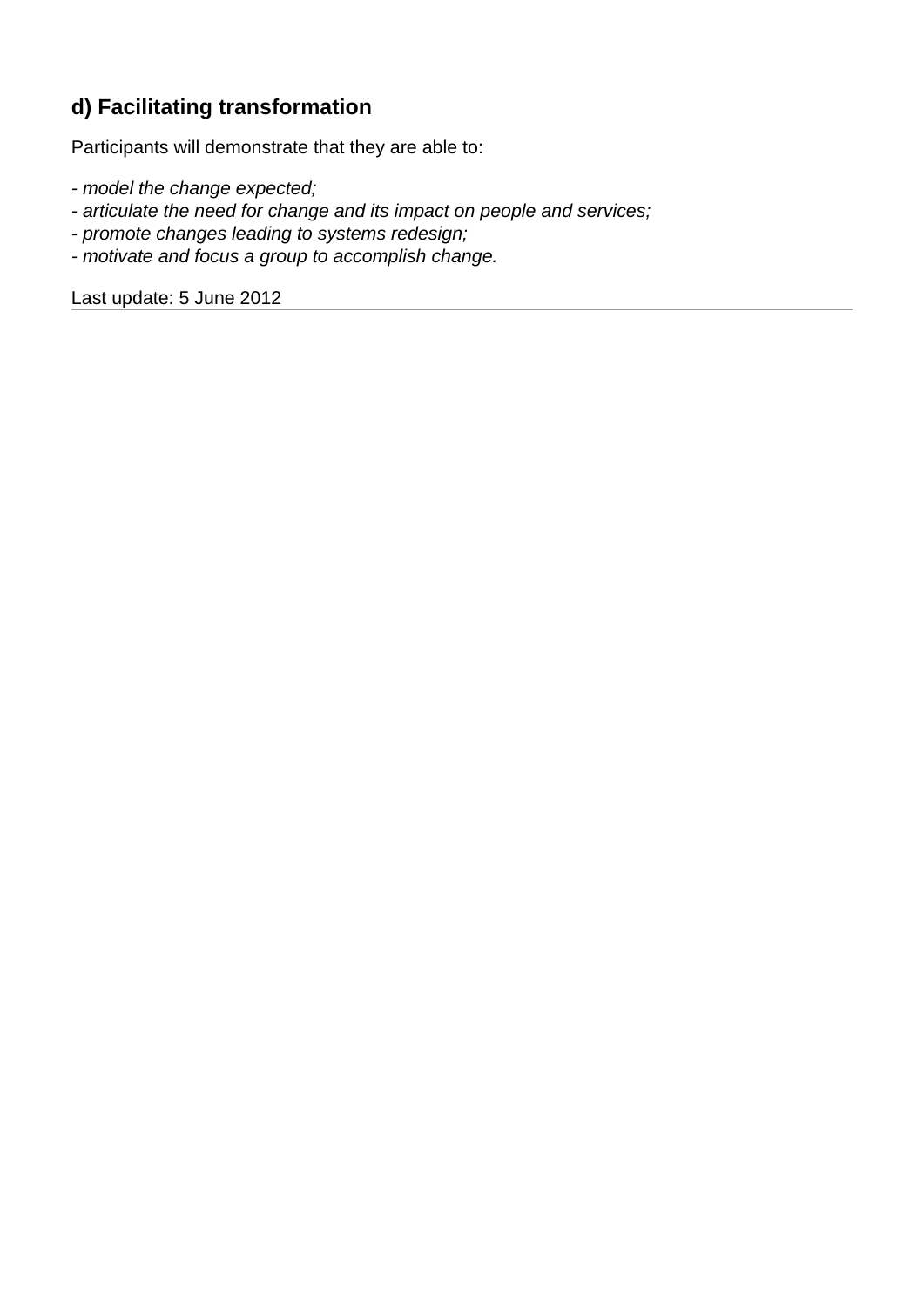### d) Facilitating transformation

Participants will demonstrate that they are able to:

*- model the change expected;*
*- articulate the need for change and its impact on people and services;*
*- promote changes leading to systems redesign;*
*- motivate and focus a group to accomplish change.*

Last update: 5 June 2012